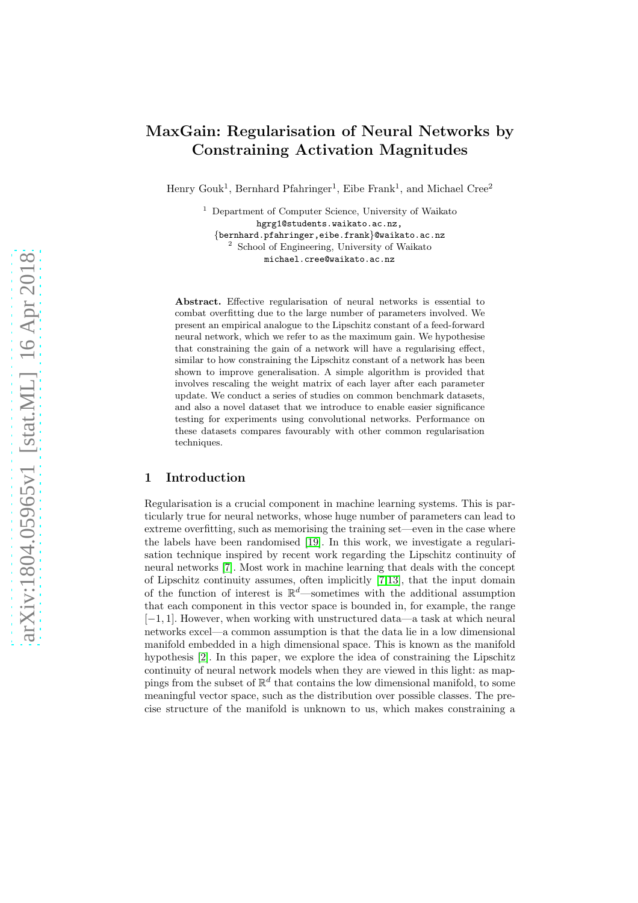# MaxGain: Regularisation of Neural Networks by Constraining Activation Magnitudes

Henry Gouk[1], Bernhard Pfahringer[1], Eibe Frank[1], and Michael Cree[2]

[1] Department of Computer Science, University of Waikato
hgrg1@students.waikato.ac.nz,
{bernhard.pfahringer,eibe.frank}@waikato.ac.nz
[2] School of Engineering, University of Waikato
michael.cree@waikato.ac.nz

**Abstract.** Effective regularisation of neural networks is essential to combat overfitting due to the large number of parameters involved. We present an empirical analogue to the Lipschitz constant of a feed-forward neural network, which we refer to as the maximum gain. We hypothesise that constraining the gain of a network will have a regularising effect, similar to how constraining the Lipschitz constant of a network has been shown to improve generalisation. A simple algorithm is provided that involves rescaling the weight matrix of each layer after each parameter update. We conduct a series of studies on common benchmark datasets, and also a novel dataset that we introduce to enable easier significance testing for experiments using convolutional networks. Performance on these datasets compares favourably with other common regularisation techniques.

## 1 Introduction

Regularisation is a crucial component in machine learning systems. This is particularly true for neural networks, whose huge number of parameters can lead to extreme overfitting, such as memorising the training set—even in the case where the labels have been randomised [19]. In this work, we investigate a regularisation technique inspired by recent work regarding the Lipschitz continuity of neural networks [7]. Most work in machine learning that deals with the concept of Lipschitz continuity assumes, often implicitly [7,13], that the input domain of the function of interest is $\mathbb{R}^d$—sometimes with the additional assumption that each component in this vector space is bounded in, for example, the range $[-1, 1]$. However, when working with unstructured data—a task at which neural networks excel—a common assumption is that the data lie in a low dimensional manifold embedded in a high dimensional space. This is known as the manifold hypothesis [2]. In this paper, we explore the idea of constraining the Lipschitz continuity of neural network models when they are viewed in this light: as mappings from the subset of $\mathbb{R}^d$ that contains the low dimensional manifold, to some meaningful vector space, such as the distribution over possible classes. The precise structure of the manifold is unknown to us, which makes constraining a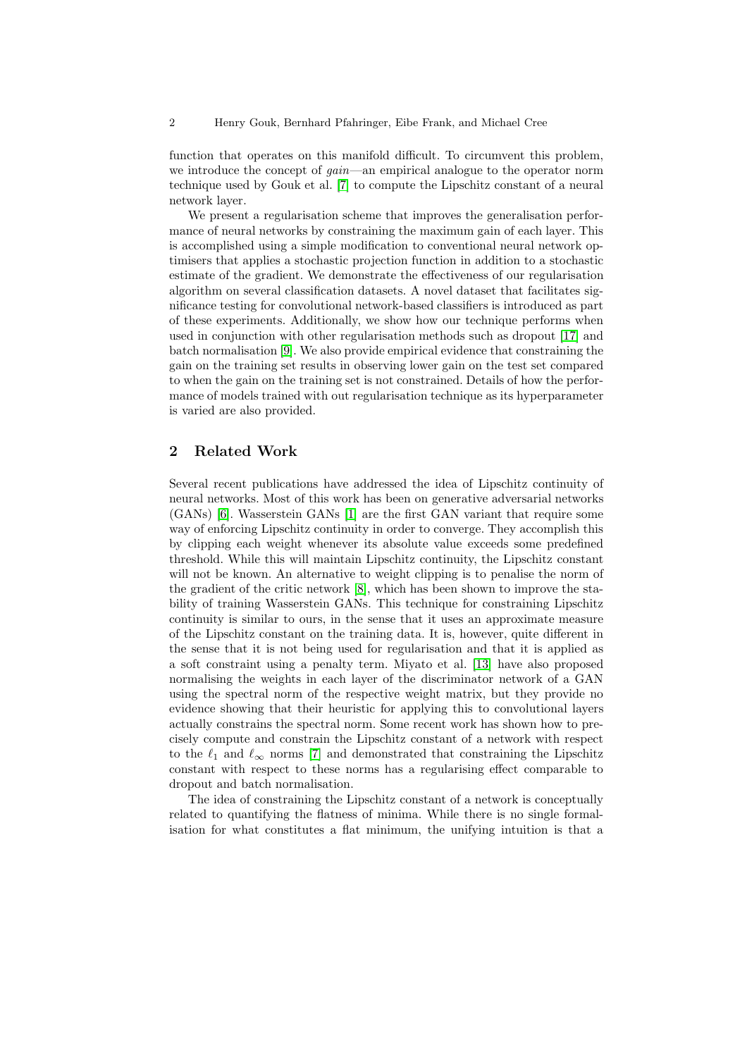function that operates on this manifold difficult. To circumvent this problem, we introduce the concept of *gain*—an empirical analogue to the operator norm technique used by Gouk et al. [7] to compute the Lipschitz constant of a neural network layer.

We present a regularisation scheme that improves the generalisation performance of neural networks by constraining the maximum gain of each layer. This is accomplished using a simple modification to conventional neural network optimisers that applies a stochastic projection function in addition to a stochastic estimate of the gradient. We demonstrate the effectiveness of our regularisation algorithm on several classification datasets. A novel dataset that facilitates significance testing for convolutional network-based classifiers is introduced as part of these experiments. Additionally, we show how our technique performs when used in conjunction with other regularisation methods such as dropout [17] and batch normalisation [9]. We also provide empirical evidence that constraining the gain on the training set results in observing lower gain on the test set compared to when the gain on the training set is not constrained. Details of how the performance of models trained with out regularisation technique as its hyperparameter is varied are also provided.

## 2 Related Work

Several recent publications have addressed the idea of Lipschitz continuity of neural networks. Most of this work has been on generative adversarial networks (GANs) [6]. Wasserstein GANs [1] are the first GAN variant that require some way of enforcing Lipschitz continuity in order to converge. They accomplish this by clipping each weight whenever its absolute value exceeds some predefined threshold. While this will maintain Lipschitz continuity, the Lipschitz constant will not be known. An alternative to weight clipping is to penalise the norm of the gradient of the critic network [8], which has been shown to improve the stability of training Wasserstein GANs. This technique for constraining Lipschitz continuity is similar to ours, in the sense that it uses an approximate measure of the Lipschitz constant on the training data. It is, however, quite different in the sense that it is not being used for regularisation and that it is applied as a soft constraint using a penalty term. Miyato et al. [13] have also proposed normalising the weights in each layer of the discriminator network of a GAN using the spectral norm of the respective weight matrix, but they provide no evidence showing that their heuristic for applying this to convolutional layers actually constrains the spectral norm. Some recent work has shown how to precisely compute and constrain the Lipschitz constant of a network with respect to the $\ell_1$ and $\ell_\infty$ norms [7] and demonstrated that constraining the Lipschitz constant with respect to these norms has a regularising effect comparable to dropout and batch normalisation.

The idea of constraining the Lipschitz constant of a network is conceptually related to quantifying the flatness of minima. While there is no single formalisation for what constitutes a flat minimum, the unifying intuition is that a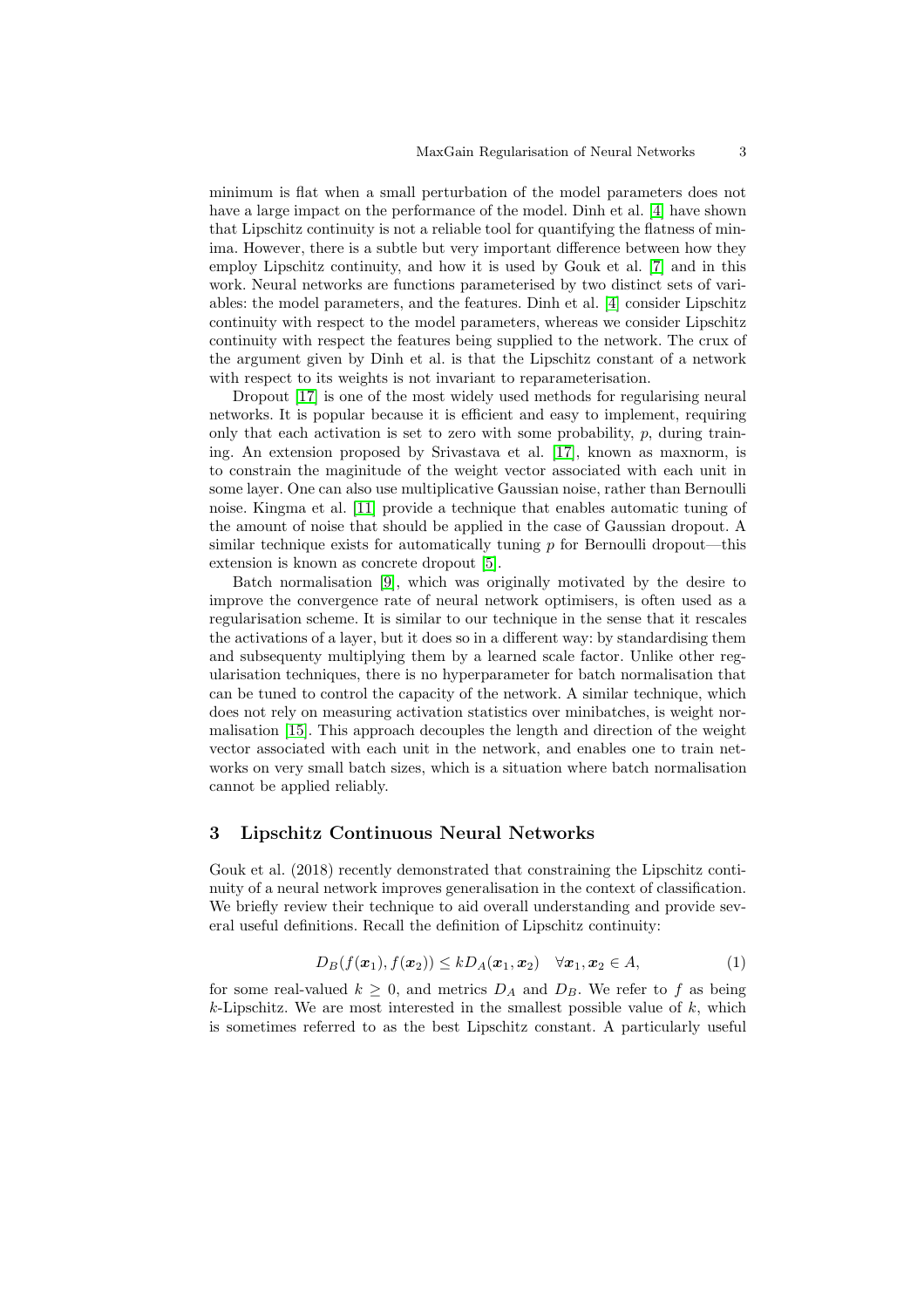minimum is flat when a small perturbation of the model parameters does not have a large impact on the performance of the model. Dinh et al. [4] have shown that Lipschitz continuity is not a reliable tool for quantifying the flatness of minima. However, there is a subtle but very important difference between how they employ Lipschitz continuity, and how it is used by Gouk et al. [7] and in this work. Neural networks are functions parameterised by two distinct sets of variables: the model parameters, and the features. Dinh et al. [4] consider Lipschitz continuity with respect to the model parameters, whereas we consider Lipschitz continuity with respect the features being supplied to the network. The crux of the argument given by Dinh et al. is that the Lipschitz constant of a network with respect to its weights is not invariant to reparameterisation.

Dropout [17] is one of the most widely used methods for regularising neural networks. It is popular because it is efficient and easy to implement, requiring only that each activation is set to zero with some probability, $p$, during training. An extension proposed by Srivastava et al. [17], known as maxnorm, is to constrain the maginitude of the weight vector associated with each unit in some layer. One can also use multiplicative Gaussian noise, rather than Bernoulli noise. Kingma et al. [11] provide a technique that enables automatic tuning of the amount of noise that should be applied in the case of Gaussian dropout. A similar technique exists for automatically tuning $p$ for Bernoulli dropout—this extension is known as concrete dropout [5].

Batch normalisation [9], which was originally motivated by the desire to improve the convergence rate of neural network optimisers, is often used as a regularisation scheme. It is similar to our technique in the sense that it rescales the activations of a layer, but it does so in a different way: by standardising them and subsequenty multiplying them by a learned scale factor. Unlike other regularisation techniques, there is no hyperparameter for batch normalisation that can be tuned to control the capacity of the network. A similar technique, which does not rely on measuring activation statistics over minibatches, is weight normalisation [15]. This approach decouples the length and direction of the weight vector associated with each unit in the network, and enables one to train networks on very small batch sizes, which is a situation where batch normalisation cannot be applied reliably.

## 3 Lipschitz Continuous Neural Networks

Gouk et al. (2018) recently demonstrated that constraining the Lipschitz continuity of a neural network improves generalisation in the context of classification. We briefly review their technique to aid overall understanding and provide several useful definitions. Recall the definition of Lipschitz continuity:

$$D_B(f(\boldsymbol{x}_1), f(\boldsymbol{x}_2)) \leq k D_A(\boldsymbol{x}_1, \boldsymbol{x}_2) \quad \forall \boldsymbol{x}_1, \boldsymbol{x}_2 \in A, \tag{1}$$

for some real-valued $k \geq 0$, and metrics $D_A$ and $D_B$. We refer to $f$ as being $k$-Lipschitz. We are most interested in the smallest possible value of $k$, which is sometimes referred to as the best Lipschitz constant. A particularly useful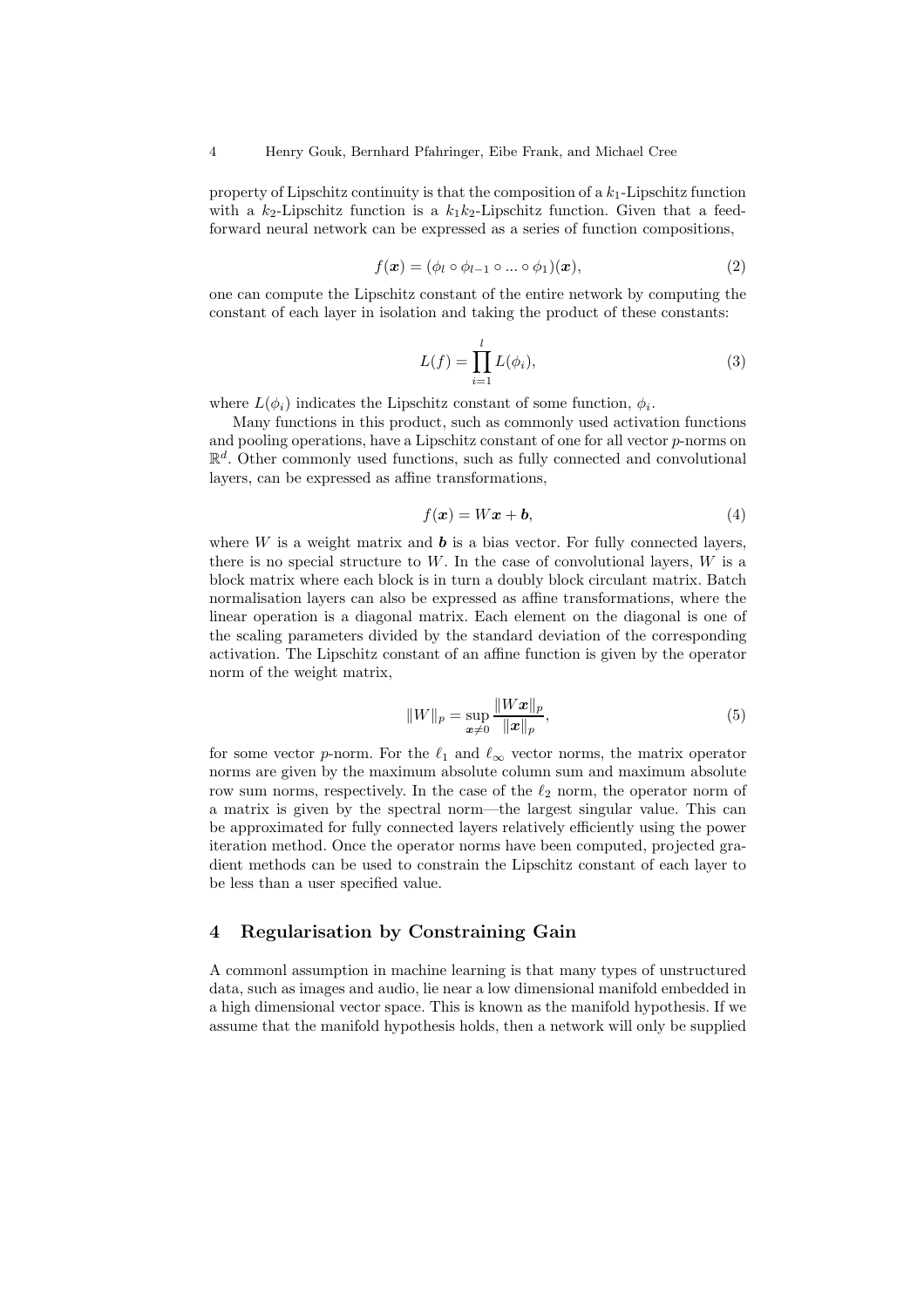property of Lipschitz continuity is that the composition of a $k_1$-Lipschitz function with a $k_2$-Lipschitz function is a $k_1 k_2$-Lipschitz function. Given that a feed-forward neural network can be expressed as a series of function compositions,

$$f(\boldsymbol{x}) = (\phi_l \circ \phi_{l-1} \circ ... \circ \phi_1)(\boldsymbol{x}), \tag{2}$$

one can compute the Lipschitz constant of the entire network by computing the constant of each layer in isolation and taking the product of these constants:

$$L(f) = \prod_{i=1}^{l} L(\phi_i), \tag{3}$$

where $L(\phi_i)$ indicates the Lipschitz constant of some function, $\phi_i$.

Many functions in this product, such as commonly used activation functions and pooling operations, have a Lipschitz constant of one for all vector $p$-norms on $\mathbb{R}^d$. Other commonly used functions, such as fully connected and convolutional layers, can be expressed as affine transformations,

$$f(\boldsymbol{x}) = W\boldsymbol{x} + \boldsymbol{b}, \tag{4}$$

where $W$ is a weight matrix and $\boldsymbol{b}$ is a bias vector. For fully connected layers, there is no special structure to $W$. In the case of convolutional layers, $W$ is a block matrix where each block is in turn a doubly block circulant matrix. Batch normalisation layers can also be expressed as affine transformations, where the linear operation is a diagonal matrix. Each element on the diagonal is one of the scaling parameters divided by the standard deviation of the corresponding activation. The Lipschitz constant of an affine function is given by the operator norm of the weight matrix,

$$\|W\|_p = \sup_{\boldsymbol{x} \neq 0} \frac{\|W\boldsymbol{x}\|_p}{\|\boldsymbol{x}\|_p}, \tag{5}$$

for some vector $p$-norm. For the $\ell_1$ and $\ell_\infty$ vector norms, the matrix operator norms are given by the maximum absolute column sum and maximum absolute row sum norms, respectively. In the case of the $\ell_2$ norm, the operator norm of a matrix is given by the spectral norm—the largest singular value. This can be approximated for fully connected layers relatively efficiently using the power iteration method. Once the operator norms have been computed, projected gradient methods can be used to constrain the Lipschitz constant of each layer to be less than a user specified value.

## 4 Regularisation by Constraining Gain

A commonl assumption in machine learning is that many types of unstructured data, such as images and audio, lie near a low dimensional manifold embedded in a high dimensional vector space. This is known as the manifold hypothesis. If we assume that the manifold hypothesis holds, then a network will only be supplied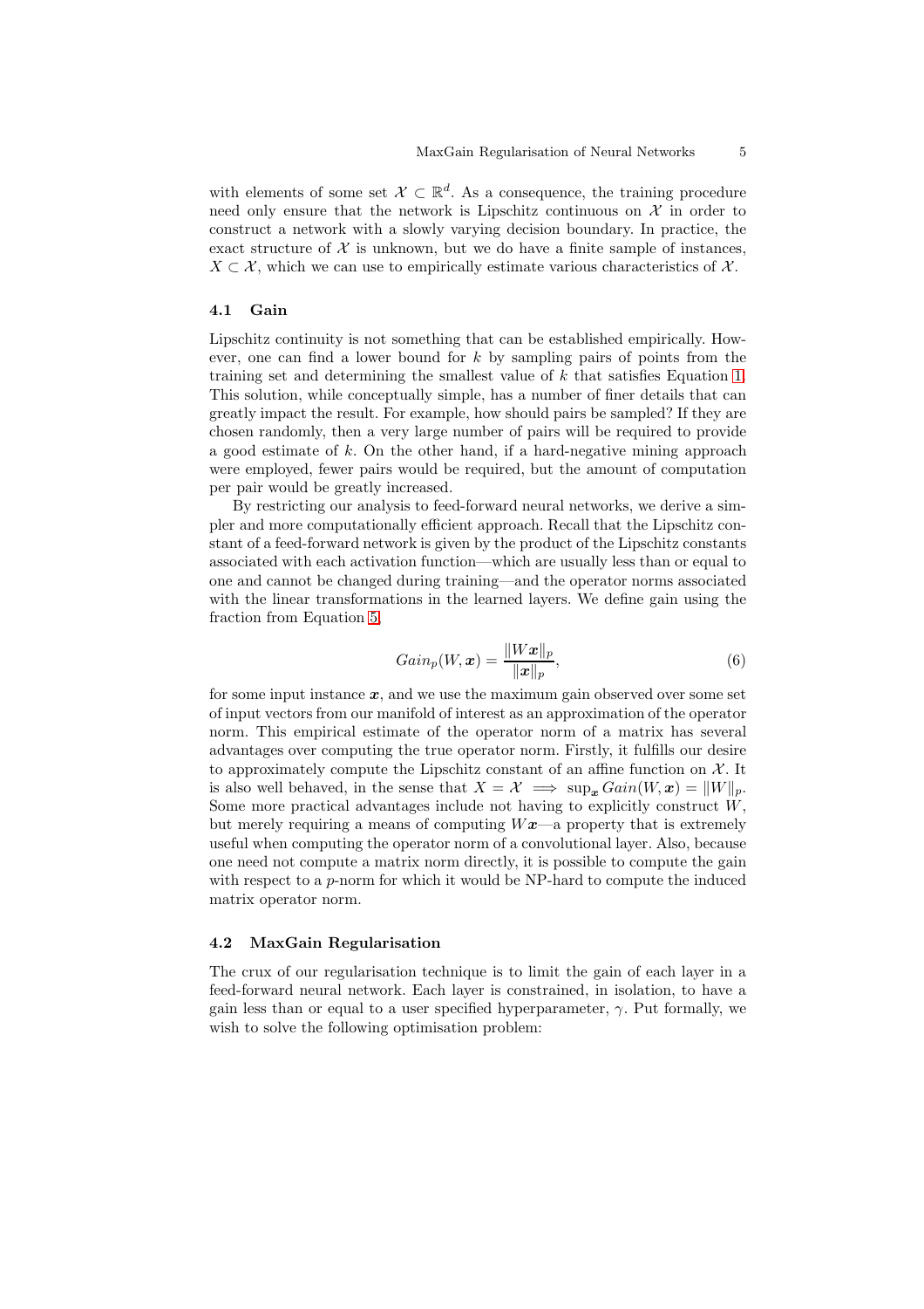with elements of some set $\mathcal{X} \subset \mathbb{R}^d$. As a consequence, the training procedure need only ensure that the network is Lipschitz continuous on $\mathcal{X}$ in order to construct a network with a slowly varying decision boundary. In practice, the exact structure of $\mathcal{X}$ is unknown, but we do have a finite sample of instances, $X \subset \mathcal{X}$, which we can use to empirically estimate various characteristics of $\mathcal{X}$.

### 4.1 Gain

Lipschitz continuity is not something that can be established empirically. However, one can find a lower bound for $k$ by sampling pairs of points from the training set and determining the smallest value of $k$ that satisfies Equation 1. This solution, while conceptually simple, has a number of finer details that can greatly impact the result. For example, how should pairs be sampled? If they are chosen randomly, then a very large number of pairs will be required to provide a good estimate of $k$. On the other hand, if a hard-negative mining approach were employed, fewer pairs would be required, but the amount of computation per pair would be greatly increased.

By restricting our analysis to feed-forward neural networks, we derive a simpler and more computationally efficient approach. Recall that the Lipschitz constant of a feed-forward network is given by the product of the Lipschitz constants associated with each activation function—which are usually less than or equal to one and cannot be changed during training—and the operator norms associated with the linear transformations in the learned layers. We define gain using the fraction from Equation 5,

$$Gain_p(W, \boldsymbol{x}) = \frac{\|W\boldsymbol{x}\|_p}{\|\boldsymbol{x}\|_p}, \tag{6}$$

for some input instance $\boldsymbol{x}$, and we use the maximum gain observed over some set of input vectors from our manifold of interest as an approximation of the operator norm. This empirical estimate of the operator norm of a matrix has several advantages over computing the true operator norm. Firstly, it fulfills our desire to approximately compute the Lipschitz constant of an affine function on $\mathcal{X}$. It is also well behaved, in the sense that $X = \mathcal{X} \implies \sup_{\boldsymbol{x}} Gain(W, \boldsymbol{x}) = \|W\|_p$. Some more practical advantages include not having to explicitly construct $W$, but merely requiring a means of computing $W\boldsymbol{x}$—a property that is extremely useful when computing the operator norm of a convolutional layer. Also, because one need not compute a matrix norm directly, it is possible to compute the gain with respect to a $p$-norm for which it would be NP-hard to compute the induced matrix operator norm.

### 4.2 MaxGain Regularisation

The crux of our regularisation technique is to limit the gain of each layer in a feed-forward neural network. Each layer is constrained, in isolation, to have a gain less than or equal to a user specified hyperparameter, $\gamma$. Put formally, we wish to solve the following optimisation problem: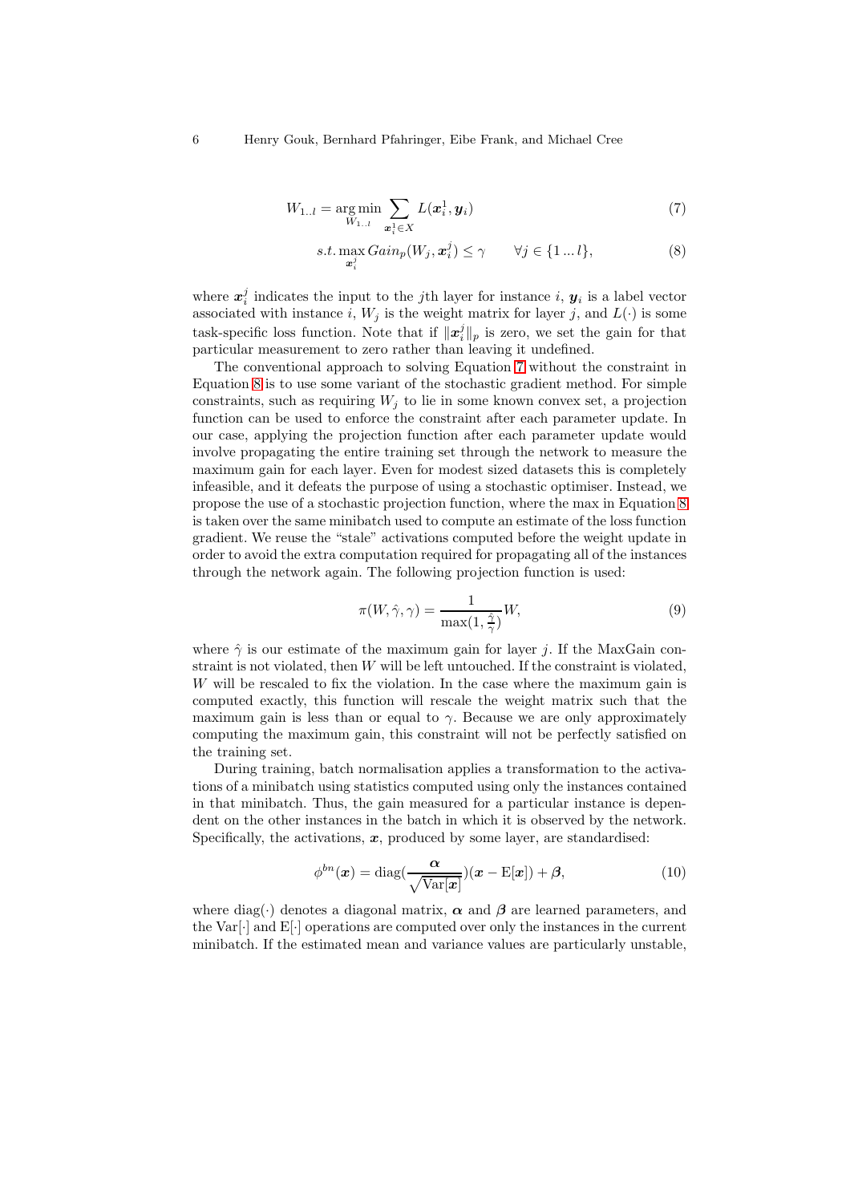$$W_{1..l} = \underset{W_{1..l}}{\arg\min} \sum_{\boldsymbol{x}_i^1 \in X} L(\boldsymbol{x}_i^1, \boldsymbol{y}_i) \tag{7}$$

$$s.t. \max_{\boldsymbol{x}_i^j} Gain_p(W_j, \boldsymbol{x}_i^j) \leq \gamma \qquad \forall j \in \{1 \ldots l\}, \tag{8}$$

where $\boldsymbol{x}_i^j$ indicates the input to the $j$th layer for instance $i$, $\boldsymbol{y}_i$ is a label vector associated with instance $i$, $W_j$ is the weight matrix for layer $j$, and $L(\cdot)$ is some task-specific loss function. Note that if $\|\boldsymbol{x}_i^j\|_p$ is zero, we set the gain for that particular measurement to zero rather than leaving it undefined.

The conventional approach to solving Equation 7 without the constraint in Equation 8 is to use some variant of the stochastic gradient method. For simple constraints, such as requiring $W_j$ to lie in some known convex set, a projection function can be used to enforce the constraint after each parameter update. In our case, applying the projection function after each parameter update would involve propagating the entire training set through the network to measure the maximum gain for each layer. Even for modest sized datasets this is completely infeasible, and it defeats the purpose of using a stochastic optimiser. Instead, we propose the use of a stochastic projection function, where the max in Equation 8 is taken over the same minibatch used to compute an estimate of the loss function gradient. We reuse the "stale" activations computed before the weight update in order to avoid the extra computation required for propagating all of the instances through the network again. The following projection function is used:

$$\pi(W, \hat{\gamma}, \gamma) = \frac{1}{\max(1, \frac{\hat{\gamma}}{\gamma})} W, \tag{9}$$

where $\hat{\gamma}$ is our estimate of the maximum gain for layer $j$. If the MaxGain constraint is not violated, then $W$ will be left untouched. If the constraint is violated, $W$ will be rescaled to fix the violation. In the case where the maximum gain is computed exactly, this function will rescale the weight matrix such that the maximum gain is less than or equal to $\gamma$. Because we are only approximately computing the maximum gain, this constraint will not be perfectly satisfied on the training set.

During training, batch normalisation applies a transformation to the activations of a minibatch using statistics computed using only the instances contained in that minibatch. Thus, the gain measured for a particular instance is dependent on the other instances in the batch in which it is observed by the network. Specifically, the activations, $\boldsymbol{x}$, produced by some layer, are standardised:

$$\phi^{bn}(\boldsymbol{x}) = \text{diag}(\frac{\boldsymbol{\alpha}}{\sqrt{\text{Var}[\boldsymbol{x}]}})(\boldsymbol{x} - \text{E}[\boldsymbol{x}]) + \boldsymbol{\beta}, \tag{10}$$

where $\text{diag}(\cdot)$ denotes a diagonal matrix, $\boldsymbol{\alpha}$ and $\boldsymbol{\beta}$ are learned parameters, and the $\text{Var}[\cdot]$ and $\text{E}[\cdot]$ operations are computed over only the instances in the current minibatch. If the estimated mean and variance values are particularly unstable,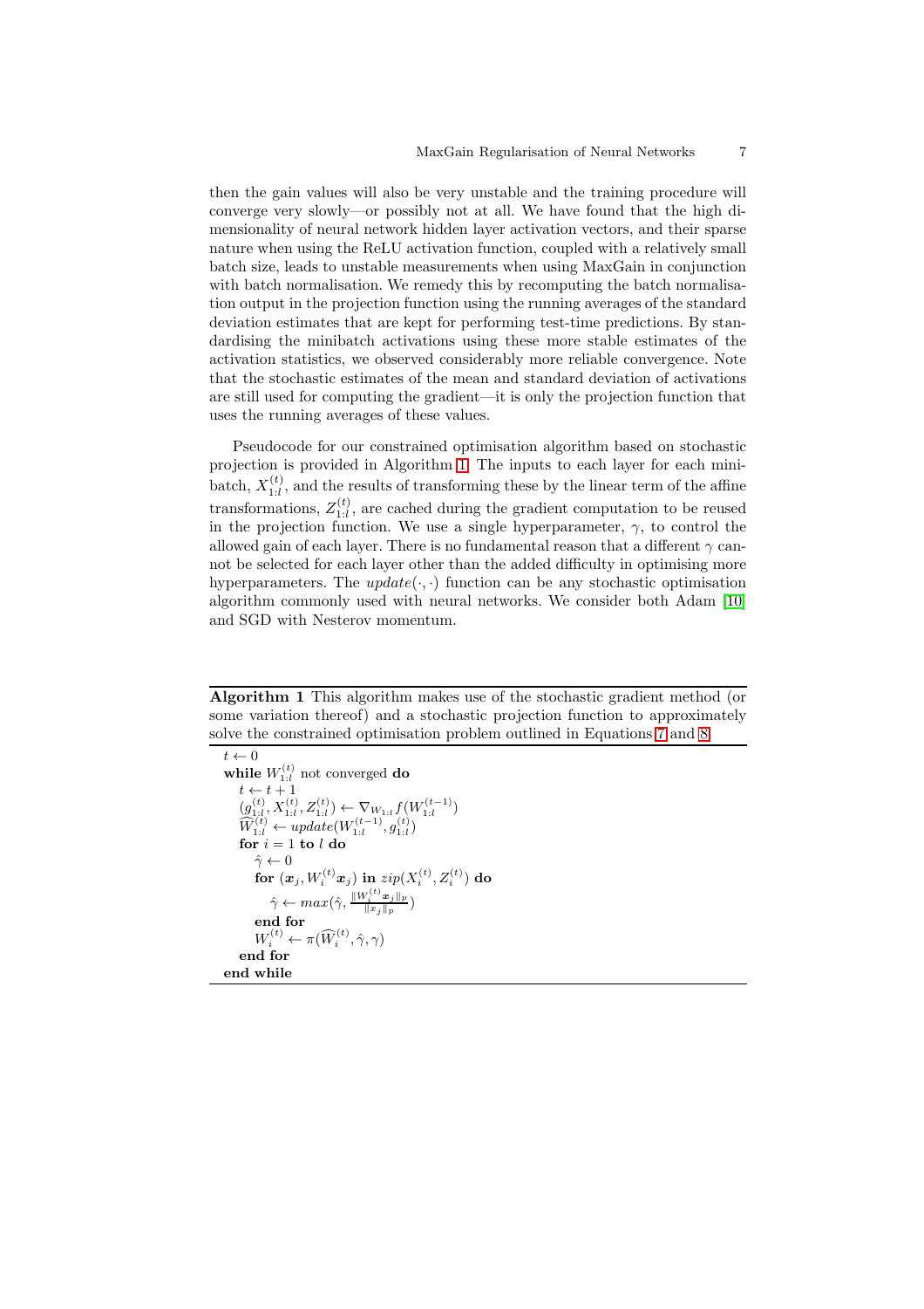then the gain values will also be very unstable and the training procedure will converge very slowly—or possibly not at all. We have found that the high dimensionality of neural network hidden layer activation vectors, and their sparse nature when using the ReLU activation function, coupled with a relatively small batch size, leads to unstable measurements when using MaxGain in conjunction with batch normalisation. We remedy this by recomputing the batch normalisation output in the projection function using the running averages of the standard deviation estimates that are kept for performing test-time predictions. By standardising the minibatch activations using these more stable estimates of the activation statistics, we observed considerably more reliable convergence. Note that the stochastic estimates of the mean and standard deviation of activations are still used for computing the gradient—it is only the projection function that uses the running averages of these values.

Pseudocode for our constrained optimisation algorithm based on stochastic projection is provided in Algorithm 1. The inputs to each layer for each minibatch, $X_{1:l}^{(t)}$, and the results of transforming these by the linear term of the affine transformations, $Z_{1:l}^{(t)}$, are cached during the gradient computation to be reused in the projection function. We use a single hyperparameter, $\gamma$, to control the allowed gain of each layer. There is no fundamental reason that a different $\gamma$ cannot be selected for each layer other than the added difficulty in optimising more hyperparameters. The $update(\cdot, \cdot)$ function can be any stochastic optimisation algorithm commonly used with neural networks. We consider both Adam [10] and SGD with Nesterov momentum.

**Algorithm 1** This algorithm makes use of the stochastic gradient method (or some variation thereof) and a stochastic projection function to approximately solve the constrained optimisation problem outlined in Equations 7 and 8.

```
t ← 0
while W_{1:l}^{(t)} not converged do
    t ← t + 1
    (g_{1:l}^{(t)}, X_{1:l}^{(t)}, Z_{1:l}^{(t)}) ← ∇_{W_{1:l}} f(W_{1:l}^{(t-1)})
    Ŵ_{1:l}^{(t)} ← update(W_{1:l}^{(t-1)}, g_{1:l}^{(t)})
    for i = 1 to l do
        γ̂ ← 0
        for (x_j, W_i^{(t)} x_j) in zip(X_i^{(t)}, Z_i^{(t)}) do
            γ̂ ← max(γ̂, ‖W_i^{(t)} x_j‖_p / ‖x_j‖_p)
        end for
        W_i^{(t)} ← π(Ŵ_i^{(t)}, γ̂, γ)
    end for
end while
```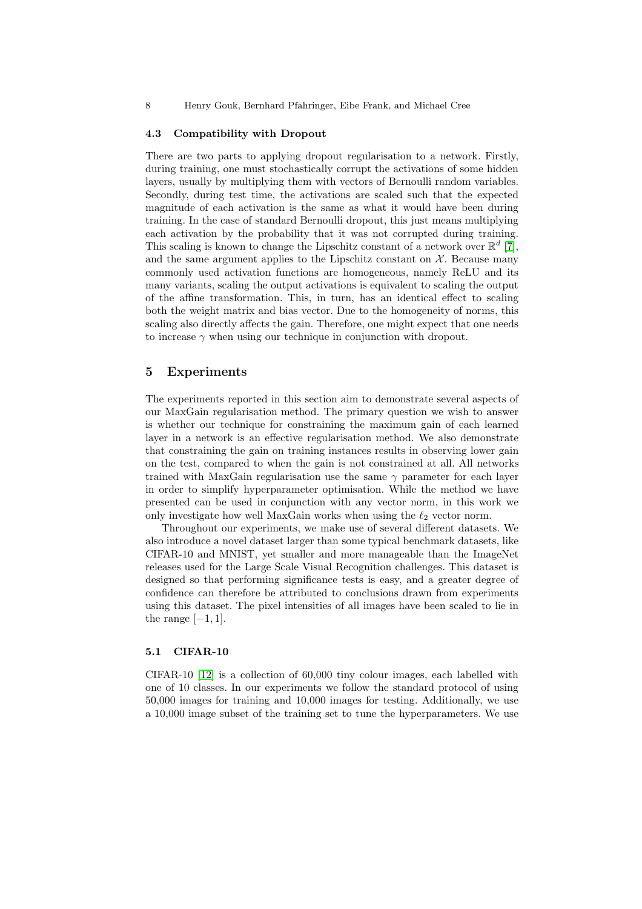### 4.3 Compatibility with Dropout

There are two parts to applying dropout regularisation to a network. Firstly, during training, one must stochastically corrupt the activations of some hidden layers, usually by multiplying them with vectors of Bernoulli random variables. Secondly, during test time, the activations are scaled such that the expected magnitude of each activation is the same as what it would have been during training. In the case of standard Bernoulli dropout, this just means multiplying each activation by the probability that it was not corrupted during training. This scaling is known to change the Lipschitz constant of a network over $\mathbb{R}^d$ [7], and the same argument applies to the Lipschitz constant on $\mathcal{X}$. Because many commonly used activation functions are homogeneous, namely ReLU and its many variants, scaling the output activations is equivalent to scaling the output of the affine transformation. This, in turn, has an identical effect to scaling both the weight matrix and bias vector. Due to the homogeneity of norms, this scaling also directly affects the gain. Therefore, one might expect that one needs to increase $\gamma$ when using our technique in conjunction with dropout.

## 5 Experiments

The experiments reported in this section aim to demonstrate several aspects of our MaxGain regularisation method. The primary question we wish to answer is whether our technique for constraining the maximum gain of each learned layer in a network is an effective regularisation method. We also demonstrate that constraining the gain on training instances results in observing lower gain on the test, compared to when the gain is not constrained at all. All networks trained with MaxGain regularisation use the same $\gamma$ parameter for each layer in order to simplify hyperparameter optimisation. While the method we have presented can be used in conjunction with any vector norm, in this work we only investigate how well MaxGain works when using the $\ell_2$ vector norm.

Throughout our experiments, we make use of several different datasets. We also introduce a novel dataset larger than some typical benchmark datasets, like CIFAR-10 and MNIST, yet smaller and more manageable than the ImageNet releases used for the Large Scale Visual Recognition challenges. This dataset is designed so that performing significance tests is easy, and a greater degree of confidence can therefore be attributed to conclusions drawn from experiments using this dataset. The pixel intensities of all images have been scaled to lie in the range $[-1, 1]$.

### 5.1 CIFAR-10

CIFAR-10 [12] is a collection of 60,000 tiny colour images, each labelled with one of 10 classes. In our experiments we follow the standard protocol of using 50,000 images for training and 10,000 images for testing. Additionally, we use a 10,000 image subset of the training set to tune the hyperparameters. We use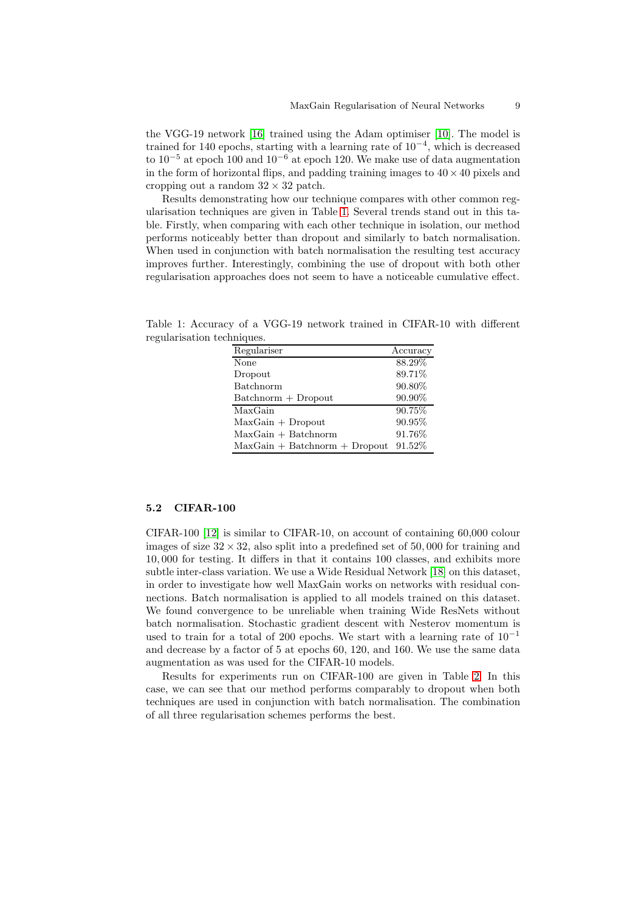the VGG-19 network [16] trained using the Adam optimiser [10]. The model is trained for 140 epochs, starting with a learning rate of $10^{-4}$, which is decreased to $10^{-5}$ at epoch 100 and $10^{-6}$ at epoch 120. We make use of data augmentation in the form of horizontal flips, and padding training images to $40 \times 40$ pixels and cropping out a random $32 \times 32$ patch.

Results demonstrating how our technique compares with other common regularisation techniques are given in Table 1. Several trends stand out in this table. Firstly, when comparing with each other technique in isolation, our method performs noticeably better than dropout and similarly to batch normalisation. When used in conjunction with batch normalisation the resulting test accuracy improves further. Interestingly, combining the use of dropout with both other regularisation approaches does not seem to have a noticeable cumulative effect.

Table 1: Accuracy of a VGG-19 network trained in CIFAR-10 with different regularisation techniques.

| Regulariser | Accuracy |
|---|---|
| None | 88.29% |
| Dropout | 89.71% |
| Batchnorm | 90.80% |
| Batchnorm + Dropout | 90.90% |
| MaxGain | 90.75% |
| MaxGain + Dropout | 90.95% |
| MaxGain + Batchnorm | 91.76% |
| MaxGain + Batchnorm + Dropout | 91.52% |

### 5.2 CIFAR-100

CIFAR-100 [12] is similar to CIFAR-10, on account of containing 60,000 colour images of size $32 \times 32$, also split into a predefined set of $50,000$ for training and $10,000$ for testing. It differs in that it contains 100 classes, and exhibits more subtle inter-class variation. We use a Wide Residual Network [18] on this dataset, in order to investigate how well MaxGain works on networks with residual connections. Batch normalisation is applied to all models trained on this dataset. We found convergence to be unreliable when training Wide ResNets without batch normalisation. Stochastic gradient descent with Nesterov momentum is used to train for a total of 200 epochs. We start with a learning rate of $10^{-1}$ and decrease by a factor of 5 at epochs 60, 120, and 160. We use the same data augmentation as was used for the CIFAR-10 models.

Results for experiments run on CIFAR-100 are given in Table 2. In this case, we can see that our method performs comparably to dropout when both techniques are used in conjunction with batch normalisation. The combination of all three regularisation schemes performs the best.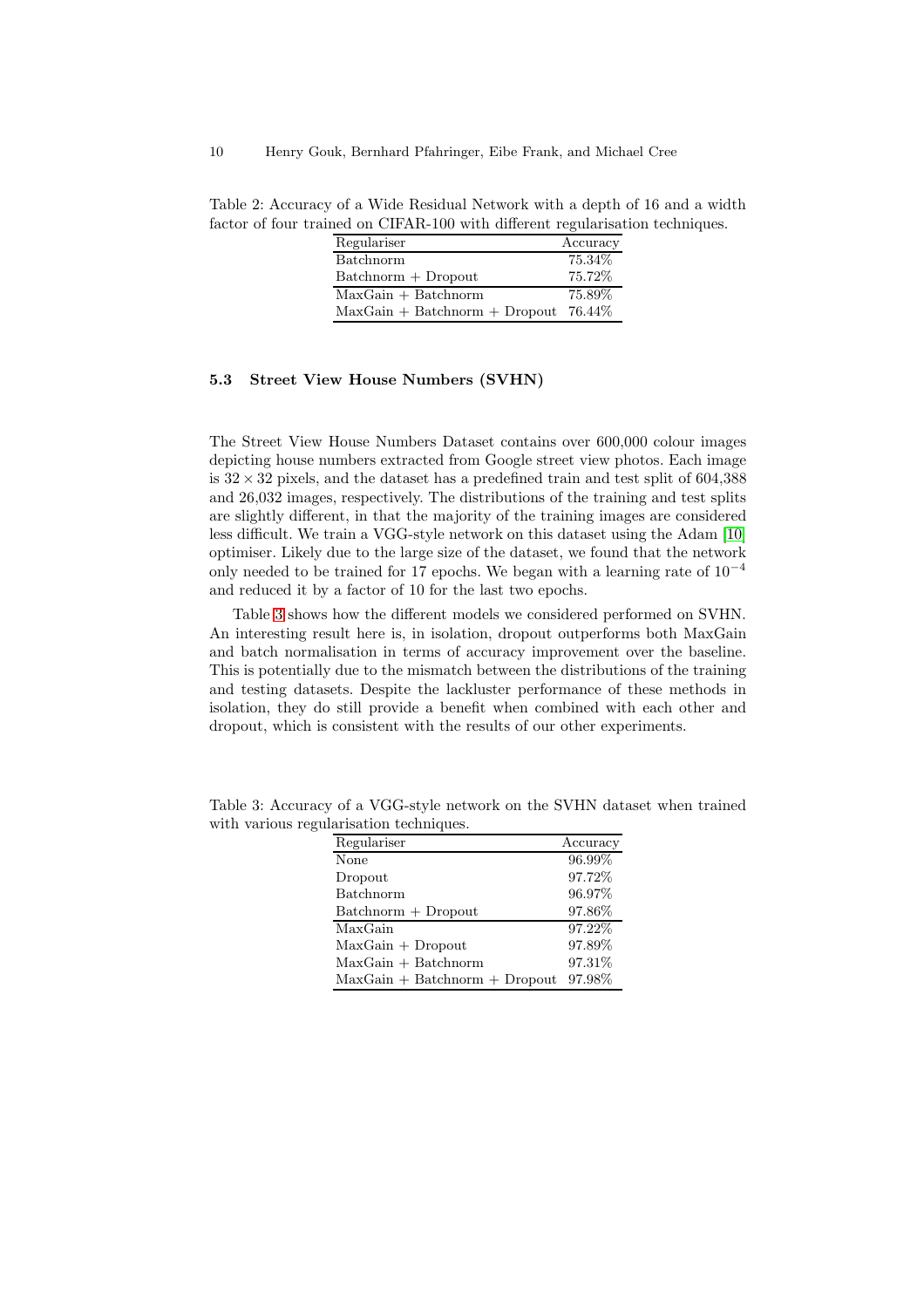Table 2: Accuracy of a Wide Residual Network with a depth of 16 and a width factor of four trained on CIFAR-100 with different regularisation techniques.

| Regulariser | Accuracy |
|---|---|
| Batchnorm | 75.34% |
| Batchnorm + Dropout | 75.72% |
| MaxGain + Batchnorm | 75.89% |
| MaxGain + Batchnorm + Dropout | 76.44% |

### 5.3 Street View House Numbers (SVHN)

The Street View House Numbers Dataset contains over 600,000 colour images depicting house numbers extracted from Google street view photos. Each image is $32 \times 32$ pixels, and the dataset has a predefined train and test split of 604,388 and 26,032 images, respectively. The distributions of the training and test splits are slightly different, in that the majority of the training images are considered less difficult. We train a VGG-style network on this dataset using the Adam [10] optimiser. Likely due to the large size of the dataset, we found that the network only needed to be trained for 17 epochs. We began with a learning rate of $10^{-4}$ and reduced it by a factor of 10 for the last two epochs.

Table 3 shows how the different models we considered performed on SVHN. An interesting result here is, in isolation, dropout outperforms both MaxGain and batch normalisation in terms of accuracy improvement over the baseline. This is potentially due to the mismatch between the distributions of the training and testing datasets. Despite the lackluster performance of these methods in isolation, they do still provide a benefit when combined with each other and dropout, which is consistent with the results of our other experiments.

Table 3: Accuracy of a VGG-style network on the SVHN dataset when trained with various regularisation techniques.

| Regulariser | Accuracy |
|---|---|
| None | 96.99% |
| Dropout | 97.72% |
| Batchnorm | 96.97% |
| Batchnorm + Dropout | 97.86% |
| MaxGain | 97.22% |
| MaxGain + Dropout | 97.89% |
| MaxGain + Batchnorm | 97.31% |
| MaxGain + Batchnorm + Dropout | 97.98% |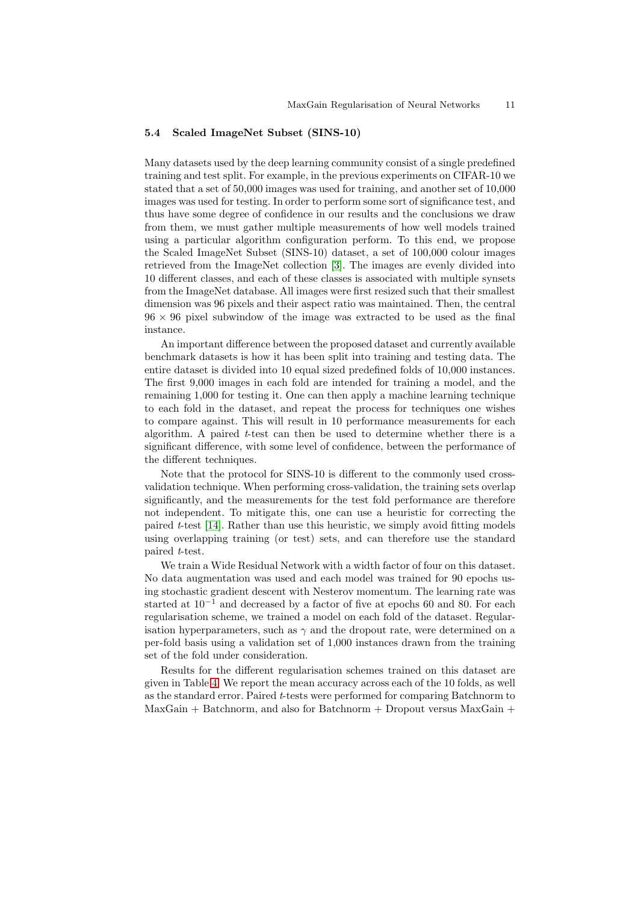### 5.4 Scaled ImageNet Subset (SINS-10)

Many datasets used by the deep learning community consist of a single predefined training and test split. For example, in the previous experiments on CIFAR-10 we stated that a set of 50,000 images was used for training, and another set of 10,000 images was used for testing. In order to perform some sort of significance test, and thus have some degree of confidence in our results and the conclusions we draw from them, we must gather multiple measurements of how well models trained using a particular algorithm configuration perform. To this end, we propose the Scaled ImageNet Subset (SINS-10) dataset, a set of 100,000 colour images retrieved from the ImageNet collection [3]. The images are evenly divided into 10 different classes, and each of these classes is associated with multiple synsets from the ImageNet database. All images were first resized such that their smallest dimension was 96 pixels and their aspect ratio was maintained. Then, the central $96 \times 96$ pixel subwindow of the image was extracted to be used as the final instance.

An important difference between the proposed dataset and currently available benchmark datasets is how it has been split into training and testing data. The entire dataset is divided into 10 equal sized predefined folds of 10,000 instances. The first 9,000 images in each fold are intended for training a model, and the remaining 1,000 for testing it. One can then apply a machine learning technique to each fold in the dataset, and repeat the process for techniques one wishes to compare against. This will result in 10 performance measurements for each algorithm. A paired *t*-test can then be used to determine whether there is a significant difference, with some level of confidence, between the performance of the different techniques.

Note that the protocol for SINS-10 is different to the commonly used cross-validation technique. When performing cross-validation, the training sets overlap significantly, and the measurements for the test fold performance are therefore not independent. To mitigate this, one can use a heuristic for correcting the paired *t*-test [14]. Rather than use this heuristic, we simply avoid fitting models using overlapping training (or test) sets, and can therefore use the standard paired *t*-test.

We train a Wide Residual Network with a width factor of four on this dataset. No data augmentation was used and each model was trained for 90 epochs using stochastic gradient descent with Nesterov momentum. The learning rate was started at $10^{-1}$ and decreased by a factor of five at epochs 60 and 80. For each regularisation scheme, we trained a model on each fold of the dataset. Regularisation hyperparameters, such as $\gamma$ and the dropout rate, were determined on a per-fold basis using a validation set of 1,000 instances drawn from the training set of the fold under consideration.

Results for the different regularisation schemes trained on this dataset are given in Table 4. We report the mean accuracy across each of the 10 folds, as well as the standard error. Paired *t*-tests were performed for comparing Batchnorm to MaxGain + Batchnorm, and also for Batchnorm + Dropout versus MaxGain +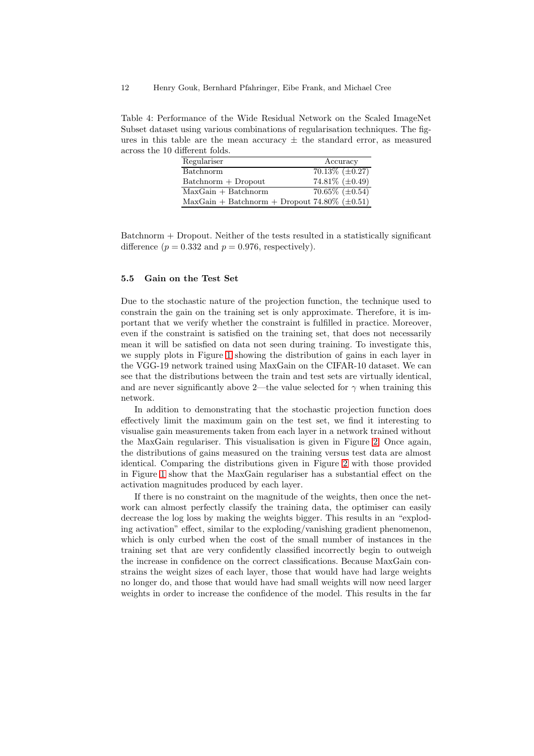Table 4: Performance of the Wide Residual Network on the Scaled ImageNet Subset dataset using various combinations of regularisation techniques. The figures in this table are the mean accuracy ± the standard error, as measured across the 10 different folds.

| Regulariser | Accuracy |
|---|---|
| Batchnorm | 70.13% (±0.27) |
| Batchnorm + Dropout | 74.81% (±0.49) |
| MaxGain + Batchnorm | 70.65% (±0.54) |
| MaxGain + Batchnorm + Dropout | 74.80% (±0.51) |

Batchnorm + Dropout. Neither of the tests resulted in a statistically significant difference ($p = 0.332$ and $p = 0.976$, respectively).

### 5.5 Gain on the Test Set

Due to the stochastic nature of the projection function, the technique used to constrain the gain on the training set is only approximate. Therefore, it is important that we verify whether the constraint is fulfilled in practice. Moreover, even if the constraint is satisfied on the training set, that does not necessarily mean it will be satisfied on data not seen during training. To investigate this, we supply plots in Figure 1 showing the distribution of gains in each layer in the VGG-19 network trained using MaxGain on the CIFAR-10 dataset. We can see that the distributions between the train and test sets are virtually identical, and are never significantly above 2—the value selected for $\gamma$ when training this network.

In addition to demonstrating that the stochastic projection function does effectively limit the maximum gain on the test set, we find it interesting to visualise gain measurements taken from each layer in a network trained without the MaxGain regulariser. This visualisation is given in Figure 2. Once again, the distributions of gains measured on the training versus test data are almost identical. Comparing the distributions given in Figure 2 with those provided in Figure 1 show that the MaxGain regulariser has a substantial effect on the activation magnitudes produced by each layer.

If there is no constraint on the magnitude of the weights, then once the network can almost perfectly classify the training data, the optimiser can easily decrease the log loss by making the weights bigger. This results in an "exploding activation" effect, similar to the exploding/vanishing gradient phenomenon, which is only curbed when the cost of the small number of instances in the training set that are very confidently classified incorrectly begin to outweigh the increase in confidence on the correct classifications. Because MaxGain constrains the weight sizes of each layer, those that would have had large weights no longer do, and those that would have had small weights will now need larger weights in order to increase the confidence of the model. This results in the far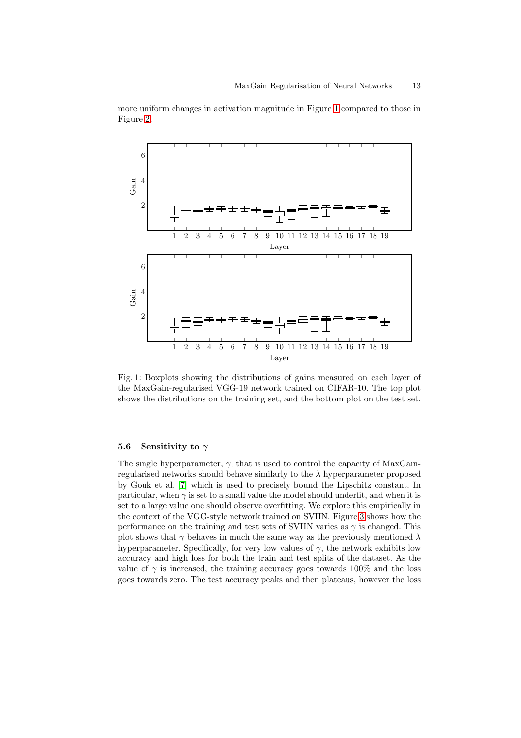more uniform changes in activation magnitude in Figure 1 compared to those in Figure 2.

Fig. 1: Boxplots showing the distributions of gains measured on each layer of the MaxGain-regularised VGG-19 network trained on CIFAR-10. The top plot shows the distributions on the training set, and the bottom plot on the test set.

### 5.6 Sensitivity to $\gamma$

The single hyperparameter, $\gamma$, that is used to control the capacity of MaxGain-regularised networks should behave similarly to the $\lambda$ hyperparameter proposed by Gouk et al. [7] which is used to precisely bound the Lipschitz constant. In particular, when $\gamma$ is set to a small value the model should underfit, and when it is set to a large value one should observe overfitting. We explore this empirically in the context of the VGG-style network trained on SVHN. Figure 3 shows how the performance on the training and test sets of SVHN varies as $\gamma$ is changed. This plot shows that $\gamma$ behaves in much the same way as the previously mentioned $\lambda$ hyperparameter. Specifically, for very low values of $\gamma$, the network exhibits low accuracy and high loss for both the train and test splits of the dataset. As the value of $\gamma$ is increased, the training accuracy goes towards 100% and the loss goes towards zero. The test accuracy peaks and then plateaus, however the loss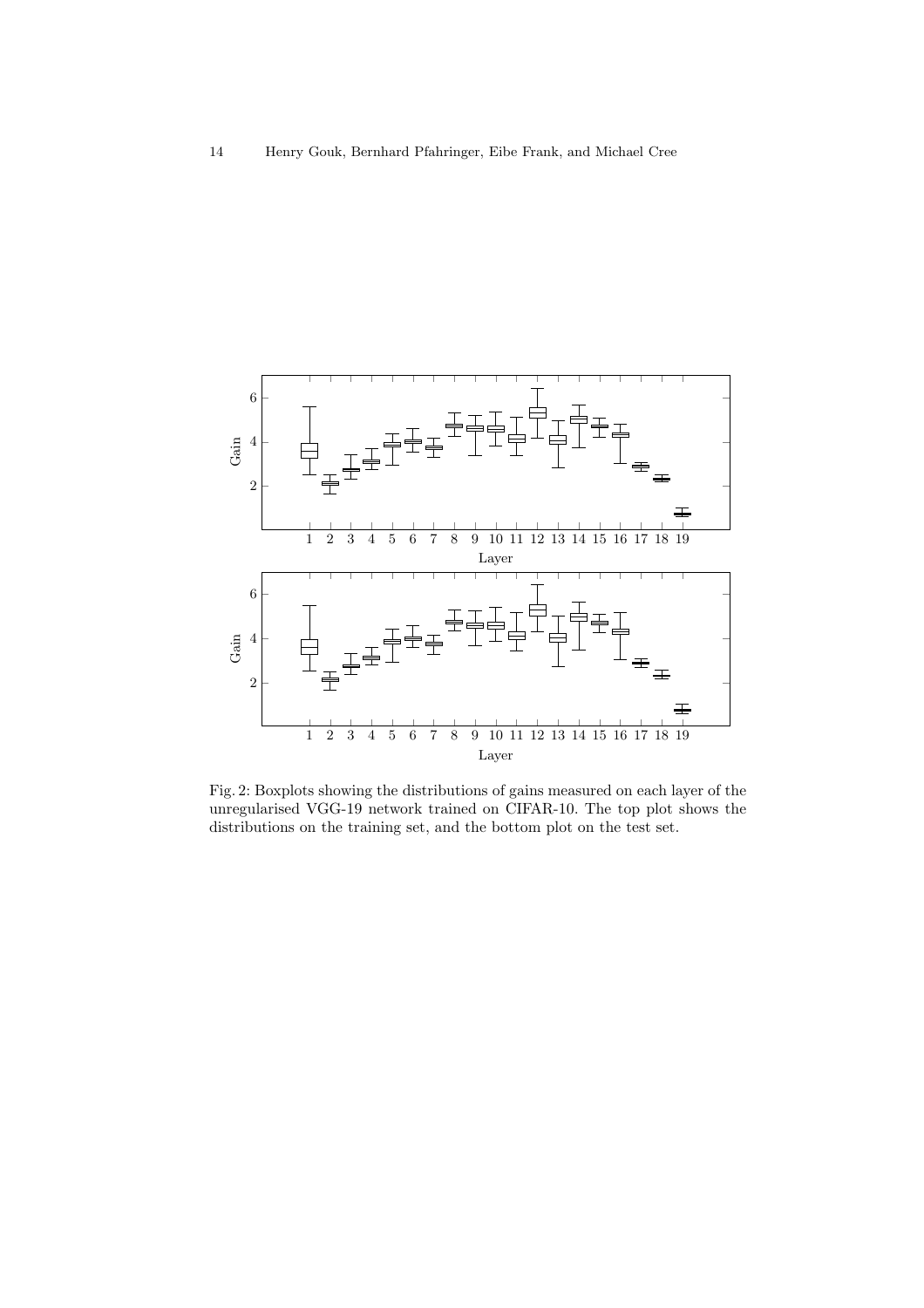Fig. 2: Boxplots showing the distributions of gains measured on each layer of the unregularised VGG-19 network trained on CIFAR-10. The top plot shows the distributions on the training set, and the bottom plot on the test set.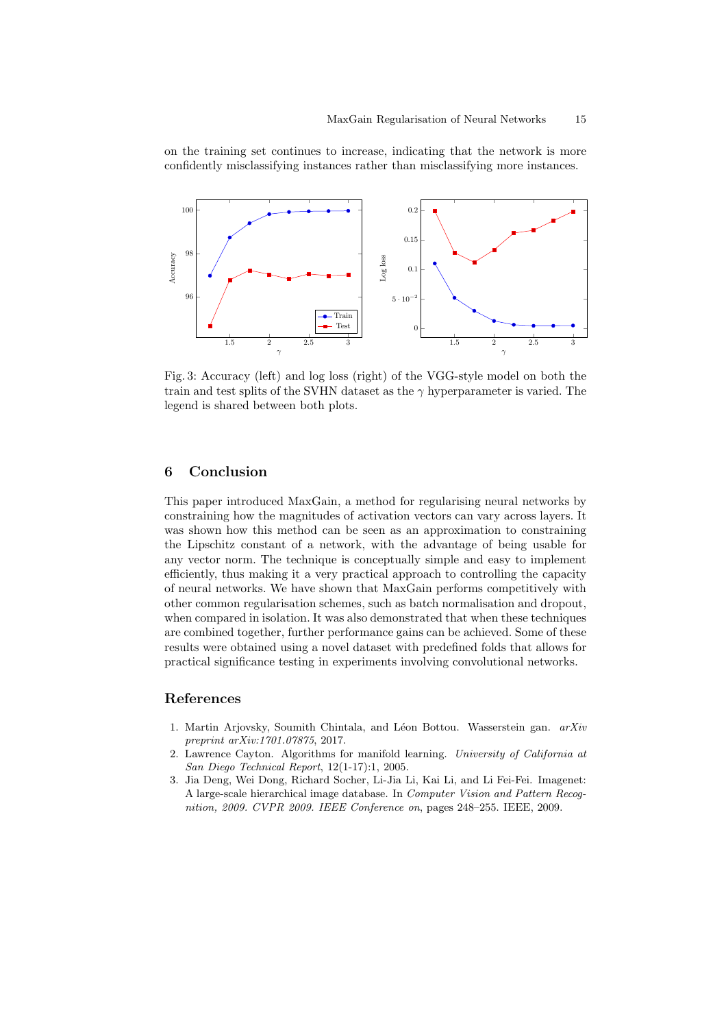on the training set continues to increase, indicating that the network is more confidently misclassifying instances rather than misclassifying more instances.

Fig. 3: Accuracy (left) and log loss (right) of the VGG-style model on both the train and test splits of the SVHN dataset as the $\gamma$ hyperparameter is varied. The legend is shared between both plots.

## 6 Conclusion

This paper introduced MaxGain, a method for regularising neural networks by constraining how the magnitudes of activation vectors can vary across layers. It was shown how this method can be seen as an approximation to constraining the Lipschitz constant of a network, with the advantage of being usable for any vector norm. The technique is conceptually simple and easy to implement efficiently, thus making it a very practical approach to controlling the capacity of neural networks. We have shown that MaxGain performs competitively with other common regularisation schemes, such as batch normalisation and dropout, when compared in isolation. It was also demonstrated that when these techniques are combined together, further performance gains can be achieved. Some of these results were obtained using a novel dataset with predefined folds that allows for practical significance testing in experiments involving convolutional networks.

## References

1. Martin Arjovsky, Soumith Chintala, and Léon Bottou. Wasserstein gan. *arXiv preprint arXiv:1701.07875*, 2017.
2. Lawrence Cayton. Algorithms for manifold learning. *University of California at San Diego Technical Report*, 12(1-17):1, 2005.
3. Jia Deng, Wei Dong, Richard Socher, Li-Jia Li, Kai Li, and Li Fei-Fei. Imagenet: A large-scale hierarchical image database. In *Computer Vision and Pattern Recognition, 2009. CVPR 2009. IEEE Conference on*, pages 248–255. IEEE, 2009.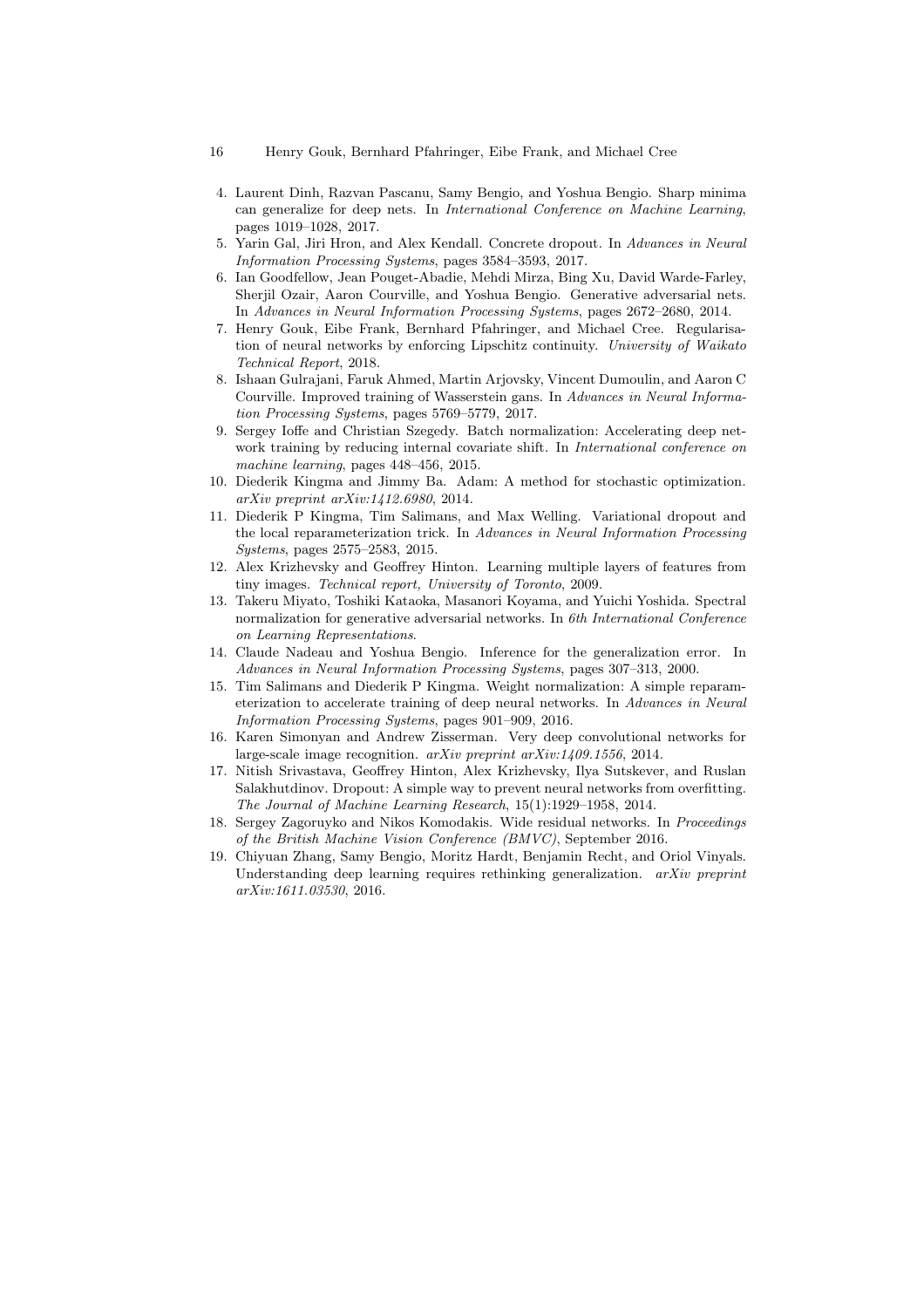4. Laurent Dinh, Razvan Pascanu, Samy Bengio, and Yoshua Bengio. Sharp minima can generalize for deep nets. In *International Conference on Machine Learning*, pages 1019–1028, 2017.
5. Yarin Gal, Jiri Hron, and Alex Kendall. Concrete dropout. In *Advances in Neural Information Processing Systems*, pages 3584–3593, 2017.
6. Ian Goodfellow, Jean Pouget-Abadie, Mehdi Mirza, Bing Xu, David Warde-Farley, Sherjil Ozair, Aaron Courville, and Yoshua Bengio. Generative adversarial nets. In *Advances in Neural Information Processing Systems*, pages 2672–2680, 2014.
7. Henry Gouk, Eibe Frank, Bernhard Pfahringer, and Michael Cree. Regularisation of neural networks by enforcing Lipschitz continuity. *University of Waikato Technical Report*, 2018.
8. Ishaan Gulrajani, Faruk Ahmed, Martin Arjovsky, Vincent Dumoulin, and Aaron C Courville. Improved training of Wasserstein gans. In *Advances in Neural Information Processing Systems*, pages 5769–5779, 2017.
9. Sergey Ioffe and Christian Szegedy. Batch normalization: Accelerating deep network training by reducing internal covariate shift. In *International conference on machine learning*, pages 448–456, 2015.
10. Diederik Kingma and Jimmy Ba. Adam: A method for stochastic optimization. *arXiv preprint arXiv:1412.6980*, 2014.
11. Diederik P Kingma, Tim Salimans, and Max Welling. Variational dropout and the local reparameterization trick. In *Advances in Neural Information Processing Systems*, pages 2575–2583, 2015.
12. Alex Krizhevsky and Geoffrey Hinton. Learning multiple layers of features from tiny images. *Technical report, University of Toronto*, 2009.
13. Takeru Miyato, Toshiki Kataoka, Masanori Koyama, and Yuichi Yoshida. Spectral normalization for generative adversarial networks. In *6th International Conference on Learning Representations*.
14. Claude Nadeau and Yoshua Bengio. Inference for the generalization error. In *Advances in Neural Information Processing Systems*, pages 307–313, 2000.
15. Tim Salimans and Diederik P Kingma. Weight normalization: A simple reparameterization to accelerate training of deep neural networks. In *Advances in Neural Information Processing Systems*, pages 901–909, 2016.
16. Karen Simonyan and Andrew Zisserman. Very deep convolutional networks for large-scale image recognition. *arXiv preprint arXiv:1409.1556*, 2014.
17. Nitish Srivastava, Geoffrey Hinton, Alex Krizhevsky, Ilya Sutskever, and Ruslan Salakhutdinov. Dropout: A simple way to prevent neural networks from overfitting. *The Journal of Machine Learning Research*, 15(1):1929–1958, 2014.
18. Sergey Zagoruyko and Nikos Komodakis. Wide residual networks. In *Proceedings of the British Machine Vision Conference (BMVC)*, September 2016.
19. Chiyuan Zhang, Samy Bengio, Moritz Hardt, Benjamin Recht, and Oriol Vinyals. Understanding deep learning requires rethinking generalization. *arXiv preprint arXiv:1611.03530*, 2016.